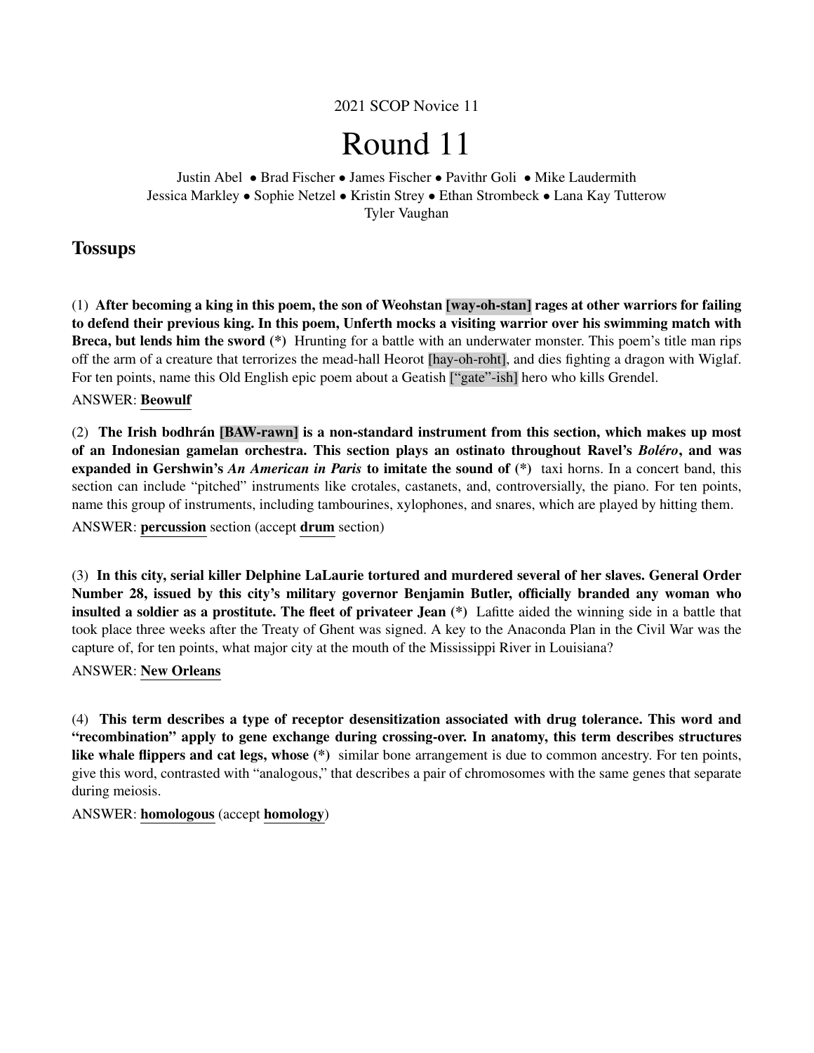2021 SCOP Novice 11

# Round 11

Justin Abel • Brad Fischer • James Fischer • Pavithr Goli • Mike Laudermith
Jessica Markley • Sophie Netzel • Kristin Strey • Ethan Strombeck • Lana Kay Tutterow
Tyler Vaughan

## Tossups

(1) **After becoming a king in this poem, the son of Weohstan [way-oh-stan] rages at other warriors for failing to defend their previous king. In this poem, Unferth mocks a visiting warrior over his swimming match with Breca, but lends him the sword (*)** Hrunting for a battle with an underwater monster. This poem's title man rips off the arm of a creature that terrorizes the mead-hall Heorot [hay-oh-roht], and dies fighting a dragon with Wiglaf. For ten points, name this Old English epic poem about a Geatish ["gate"-ish] hero who kills Grendel.

ANSWER: **Beowulf**

(2) **The Irish bodhrán [BAW-rawn] is a non-standard instrument from this section, which makes up most of an Indonesian gamelan orchestra. This section plays an ostinato throughout Ravel's *Boléro*, and was expanded in Gershwin's *An American in Paris* to imitate the sound of (*)** taxi horns. In a concert band, this section can include "pitched" instruments like crotales, castanets, and, controversially, the piano. For ten points, name this group of instruments, including tambourines, xylophones, and snares, which are played by hitting them.

ANSWER: **percussion** section (accept **drum** section)

(3) **In this city, serial killer Delphine LaLaurie tortured and murdered several of her slaves. General Order Number 28, issued by this city's military governor Benjamin Butler, officially branded any woman who insulted a soldier as a prostitute. The fleet of privateer Jean (*)** Lafitte aided the winning side in a battle that took place three weeks after the Treaty of Ghent was signed. A key to the Anaconda Plan in the Civil War was the capture of, for ten points, what major city at the mouth of the Mississippi River in Louisiana?

ANSWER: **New Orleans**

(4) **This term describes a type of receptor desensitization associated with drug tolerance. This word and "recombination" apply to gene exchange during crossing-over. In anatomy, this term describes structures like whale flippers and cat legs, whose (*)** similar bone arrangement is due to common ancestry. For ten points, give this word, contrasted with "analogous," that describes a pair of chromosomes with the same genes that separate during meiosis.

ANSWER: **homologous** (accept **homology**)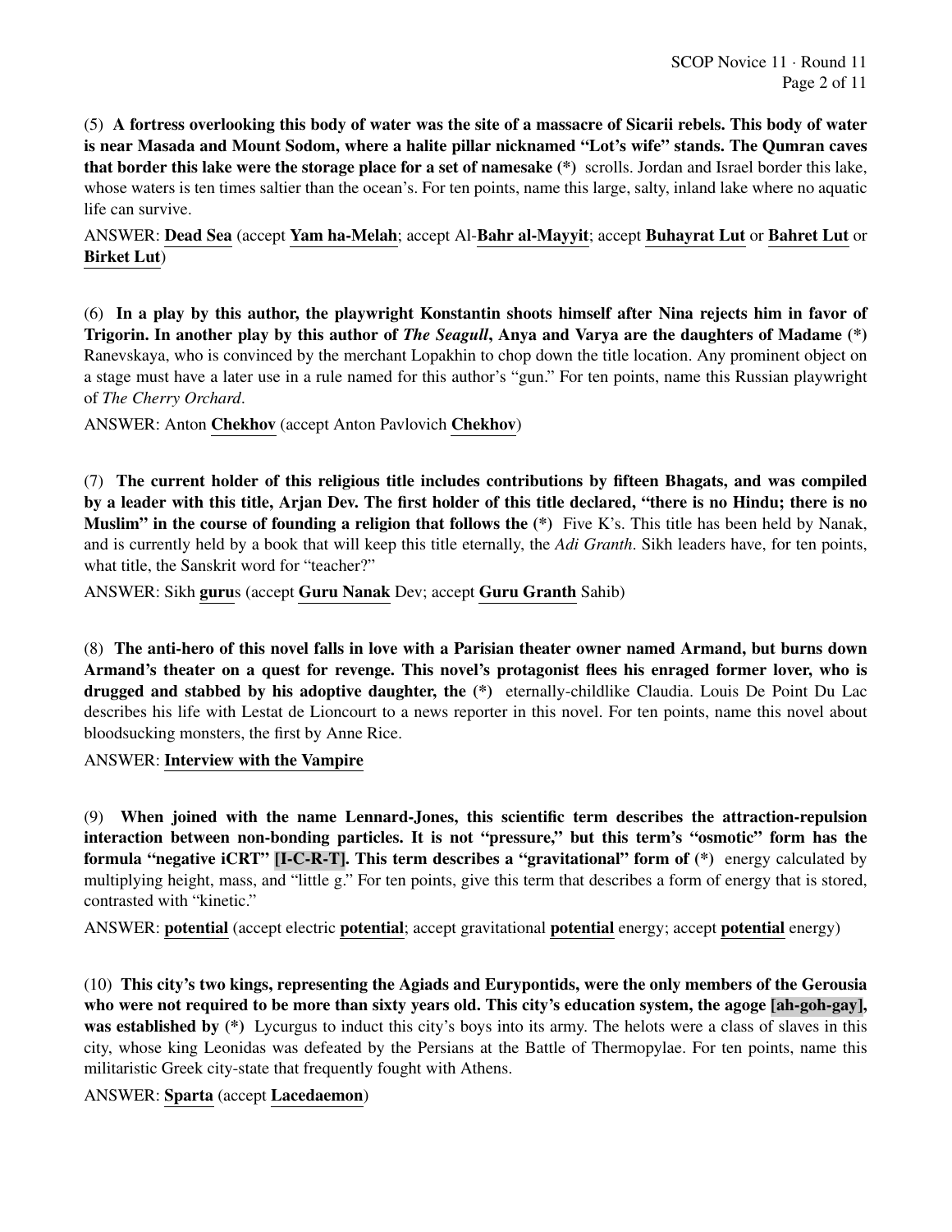(5) **A fortress overlooking this body of water was the site of a massacre of Sicarii rebels. This body of water is near Masada and Mount Sodom, where a halite pillar nicknamed "Lot's wife" stands. The Qumran caves that border this lake were the storage place for a set of namesake (*)** scrolls. Jordan and Israel border this lake, whose waters is ten times saltier than the ocean's. For ten points, name this large, salty, inland lake where no aquatic life can survive.

ANSWER: **Dead Sea** (accept **Yam ha-Melah**; accept Al-**Bahr al-Mayyit**; accept **Buhayrat Lut** or **Bahret Lut** or **Birket Lut**)

(6) **In a play by this author, the playwright Konstantin shoots himself after Nina rejects him in favor of Trigorin. In another play by this author of *The Seagull*, Anya and Varya are the daughters of Madame (*)** Ranevskaya, who is convinced by the merchant Lopakhin to chop down the title location. Any prominent object on a stage must have a later use in a rule named for this author's "gun." For ten points, name this Russian playwright of *The Cherry Orchard*.

ANSWER: Anton **Chekhov** (accept Anton Pavlovich **Chekhov**)

(7) **The current holder of this religious title includes contributions by fifteen Bhagats, and was compiled by a leader with this title, Arjan Dev. The first holder of this title declared, "there is no Hindu; there is no Muslim" in the course of founding a religion that follows the (*)** Five K's. This title has been held by Nanak, and is currently held by a book that will keep this title eternally, the *Adi Granth*. Sikh leaders have, for ten points, what title, the Sanskrit word for "teacher?"

ANSWER: Sikh **guru**s (accept **Guru Nanak** Dev; accept **Guru Granth** Sahib)

(8) **The anti-hero of this novel falls in love with a Parisian theater owner named Armand, but burns down Armand's theater on a quest for revenge. This novel's protagonist flees his enraged former lover, who is drugged and stabbed by his adoptive daughter, the (*)** eternally-childlike Claudia. Louis De Point Du Lac describes his life with Lestat de Lioncourt to a news reporter in this novel. For ten points, name this novel about bloodsucking monsters, the first by Anne Rice.

ANSWER: **Interview with the Vampire**

(9) **When joined with the name Lennard-Jones, this scientific term describes the attraction-repulsion interaction between non-bonding particles. It is not "pressure," but this term's "osmotic" form has the formula "negative iCRT" [I-C-R-T]. This term describes a "gravitational" form of (*)** energy calculated by multiplying height, mass, and "little g." For ten points, give this term that describes a form of energy that is stored, contrasted with "kinetic."

ANSWER: **potential** (accept electric **potential**; accept gravitational **potential** energy; accept **potential** energy)

(10) **This city's two kings, representing the Agiads and Eurypontids, were the only members of the Gerousia who were not required to be more than sixty years old. This city's education system, the agoge [ah-goh-gay], was established by (*)** Lycurgus to induct this city's boys into its army. The helots were a class of slaves in this city, whose king Leonidas was defeated by the Persians at the Battle of Thermopylae. For ten points, name this militaristic Greek city-state that frequently fought with Athens.

ANSWER: **Sparta** (accept **Lacedaemon**)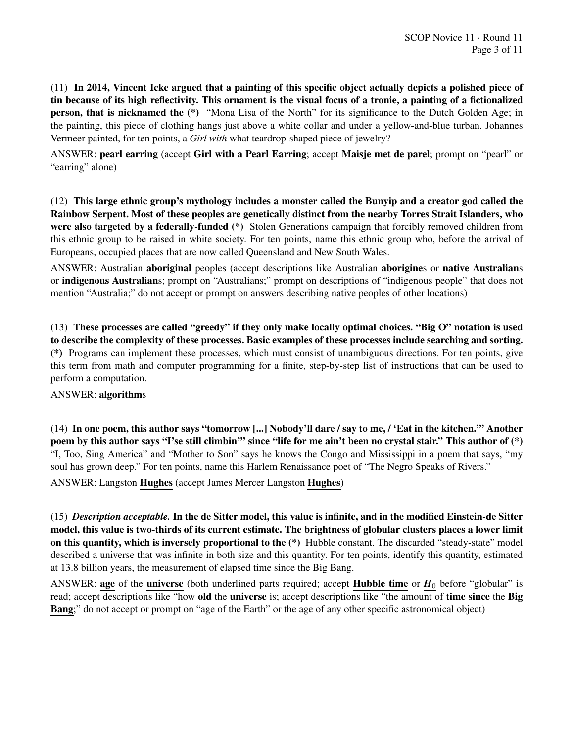(11) **In 2014, Vincent Icke argued that a painting of this specific object actually depicts a polished piece of tin because of its high reflectivity. This ornament is the visual focus of a tronie, a painting of a fictionalized person, that is nicknamed the (*)** "Mona Lisa of the North" for its significance to the Dutch Golden Age; in the painting, this piece of clothing hangs just above a white collar and under a yellow-and-blue turban. Johannes Vermeer painted, for ten points, a *Girl with* what teardrop-shaped piece of jewelry?

ANSWER: **pearl earring** (accept **Girl with a Pearl Earring**; accept **Maisje met de parel**; prompt on "pearl" or "earring" alone)

(12) **This large ethnic group's mythology includes a monster called the Bunyip and a creator god called the Rainbow Serpent. Most of these peoples are genetically distinct from the nearby Torres Strait Islanders, who were also targeted by a federally-funded (*)** Stolen Generations campaign that forcibly removed children from this ethnic group to be raised in white society. For ten points, name this ethnic group who, before the arrival of Europeans, occupied places that are now called Queensland and New South Wales.

ANSWER: Australian **aboriginal** peoples (accept descriptions like Australian **aborigine**s or **native Australian**s or **indigenous Australian**s; prompt on "Australians;" prompt on descriptions of "indigenous people" that does not mention "Australia;" do not accept or prompt on answers describing native peoples of other locations)

(13) **These processes are called "greedy" if they only make locally optimal choices. "Big O" notation is used to describe the complexity of these processes. Basic examples of these processes include searching and sorting. (*)** Programs can implement these processes, which must consist of unambiguous directions. For ten points, give this term from math and computer programming for a finite, step-by-step list of instructions that can be used to perform a computation.

ANSWER: **algorithm**s

(14) **In one poem, this author says "tomorrow [...] Nobody'll dare / say to me, / 'Eat in the kitchen.'" Another poem by this author says "I'se still climbin'" since "life for me ain't been no crystal stair." This author of (*)** "I, Too, Sing America" and "Mother to Son" says he knows the Congo and Mississippi in a poem that says, "my soul has grown deep." For ten points, name this Harlem Renaissance poet of "The Negro Speaks of Rivers."

ANSWER: Langston **Hughes** (accept James Mercer Langston **Hughes**)

(15) ***Description acceptable.* In the de Sitter model, this value is infinite, and in the modified Einstein-de Sitter model, this value is two-thirds of its current estimate. The brightness of globular clusters places a lower limit on this quantity, which is inversely proportional to the (*)** Hubble constant. The discarded "steady-state" model described a universe that was infinite in both size and this quantity. For ten points, identify this quantity, estimated at 13.8 billion years, the measurement of elapsed time since the Big Bang.

ANSWER: **age** of the **universe** (both underlined parts required; accept **Hubble time** or $H_0$ before "globular" is read; accept descriptions like "how **old** the **universe** is; accept descriptions like "the amount of **time since** the **Big Bang**;" do not accept or prompt on "age of the Earth" or the age of any other specific astronomical object)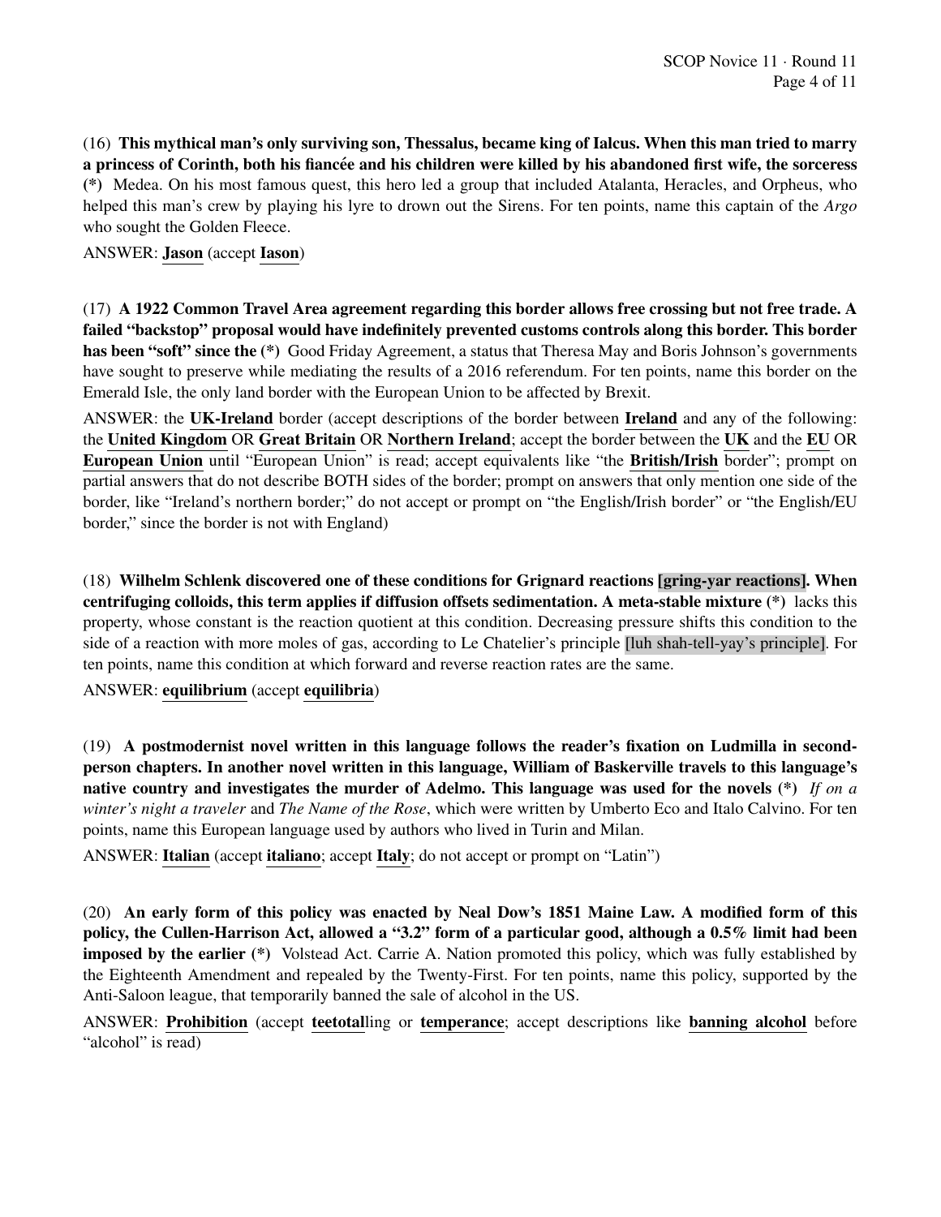(16) **This mythical man's only surviving son, Thessalus, became king of Ialcus. When this man tried to marry a princess of Corinth, both his fiancée and his children were killed by his abandoned first wife, the sorceress (*)** Medea. On his most famous quest, this hero led a group that included Atalanta, Heracles, and Orpheus, who helped this man's crew by playing his lyre to drown out the Sirens. For ten points, name this captain of the *Argo* who sought the Golden Fleece.

ANSWER: **Jason** (accept **Iason**)

(17) **A 1922 Common Travel Area agreement regarding this border allows free crossing but not free trade. A failed "backstop" proposal would have indefinitely prevented customs controls along this border. This border has been "soft" since the (*)** Good Friday Agreement, a status that Theresa May and Boris Johnson's governments have sought to preserve while mediating the results of a 2016 referendum. For ten points, name this border on the Emerald Isle, the only land border with the European Union to be affected by Brexit.

ANSWER: the **UK-Ireland** border (accept descriptions of the border between **Ireland** and any of the following: the **United Kingdom** OR **Great Britain** OR **Northern Ireland**; accept the border between the **UK** and the **EU** OR **European Union** until "European Union" is read; accept equivalents like "the **British/Irish** border"; prompt on partial answers that do not describe BOTH sides of the border; prompt on answers that only mention one side of the border, like "Ireland's northern border;" do not accept or prompt on "the English/Irish border" or "the English/EU border," since the border is not with England)

(18) **Wilhelm Schlenk discovered one of these conditions for Grignard reactions [gring-yar reactions]. When centrifuging colloids, this term applies if diffusion offsets sedimentation. A meta-stable mixture (*)** lacks this property, whose constant is the reaction quotient at this condition. Decreasing pressure shifts this condition to the side of a reaction with more moles of gas, according to Le Chatelier's principle [luh shah-tell-yay's principle]. For ten points, name this condition at which forward and reverse reaction rates are the same.

ANSWER: **equilibrium** (accept **equilibria**)

(19) **A postmodernist novel written in this language follows the reader's fixation on Ludmilla in second-person chapters. In another novel written in this language, William of Baskerville travels to this language's native country and investigates the murder of Adelmo. This language was used for the novels (*)** *If on a winter's night a traveler* and *The Name of the Rose*, which were written by Umberto Eco and Italo Calvino. For ten points, name this European language used by authors who lived in Turin and Milan.

ANSWER: **Italian** (accept **italiano**; accept **Italy**; do not accept or prompt on "Latin")

(20) **An early form of this policy was enacted by Neal Dow's 1851 Maine Law. A modified form of this policy, the Cullen-Harrison Act, allowed a "3.2" form of a particular good, although a 0.5% limit had been imposed by the earlier (*)** Volstead Act. Carrie A. Nation promoted this policy, which was fully established by the Eighteenth Amendment and repealed by the Twenty-First. For ten points, name this policy, supported by the Anti-Saloon league, that temporarily banned the sale of alcohol in the US.

ANSWER: **Prohibition** (accept **teetotal**ling or **temperance**; accept descriptions like **banning alcohol** before "alcohol" is read)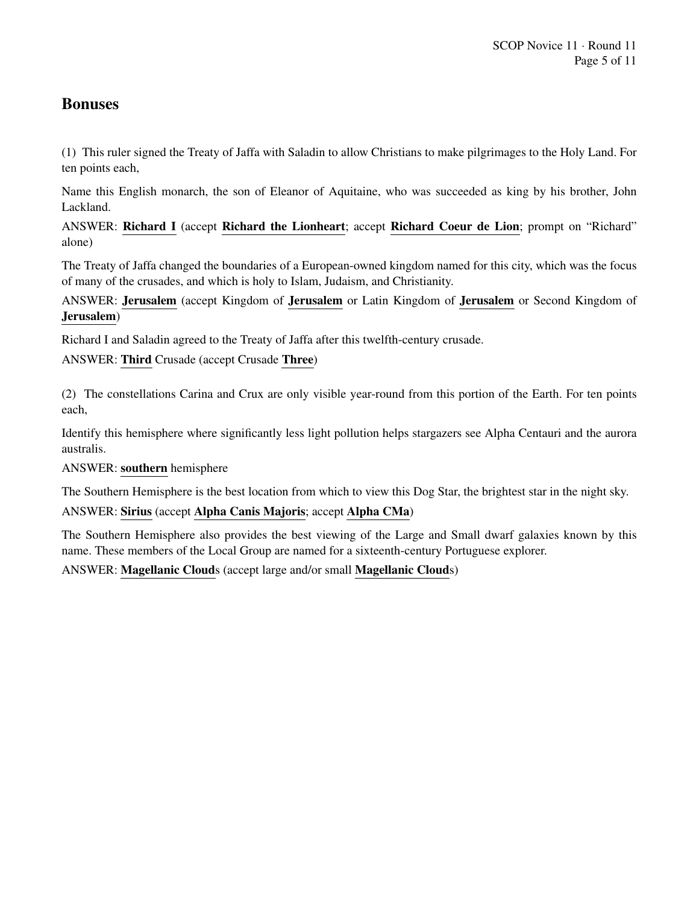## Bonuses

(1) This ruler signed the Treaty of Jaffa with Saladin to allow Christians to make pilgrimages to the Holy Land. For ten points each,

Name this English monarch, the son of Eleanor of Aquitaine, who was succeeded as king by his brother, John Lackland.

ANSWER: **Richard I** (accept **Richard the Lionheart**; accept **Richard Coeur de Lion**; prompt on "Richard" alone)

The Treaty of Jaffa changed the boundaries of a European-owned kingdom named for this city, which was the focus of many of the crusades, and which is holy to Islam, Judaism, and Christianity.

ANSWER: **Jerusalem** (accept Kingdom of **Jerusalem** or Latin Kingdom of **Jerusalem** or Second Kingdom of **Jerusalem**)

Richard I and Saladin agreed to the Treaty of Jaffa after this twelfth-century crusade.

ANSWER: **Third** Crusade (accept Crusade **Three**)

(2) The constellations Carina and Crux are only visible year-round from this portion of the Earth. For ten points each,

Identify this hemisphere where significantly less light pollution helps stargazers see Alpha Centauri and the aurora australis.

ANSWER: **southern** hemisphere

The Southern Hemisphere is the best location from which to view this Dog Star, the brightest star in the night sky.

ANSWER: **Sirius** (accept **Alpha Canis Majoris**; accept **Alpha CMa**)

The Southern Hemisphere also provides the best viewing of the Large and Small dwarf galaxies known by this name. These members of the Local Group are named for a sixteenth-century Portuguese explorer.

ANSWER: **Magellanic Cloud**s (accept large and/or small **Magellanic Cloud**s)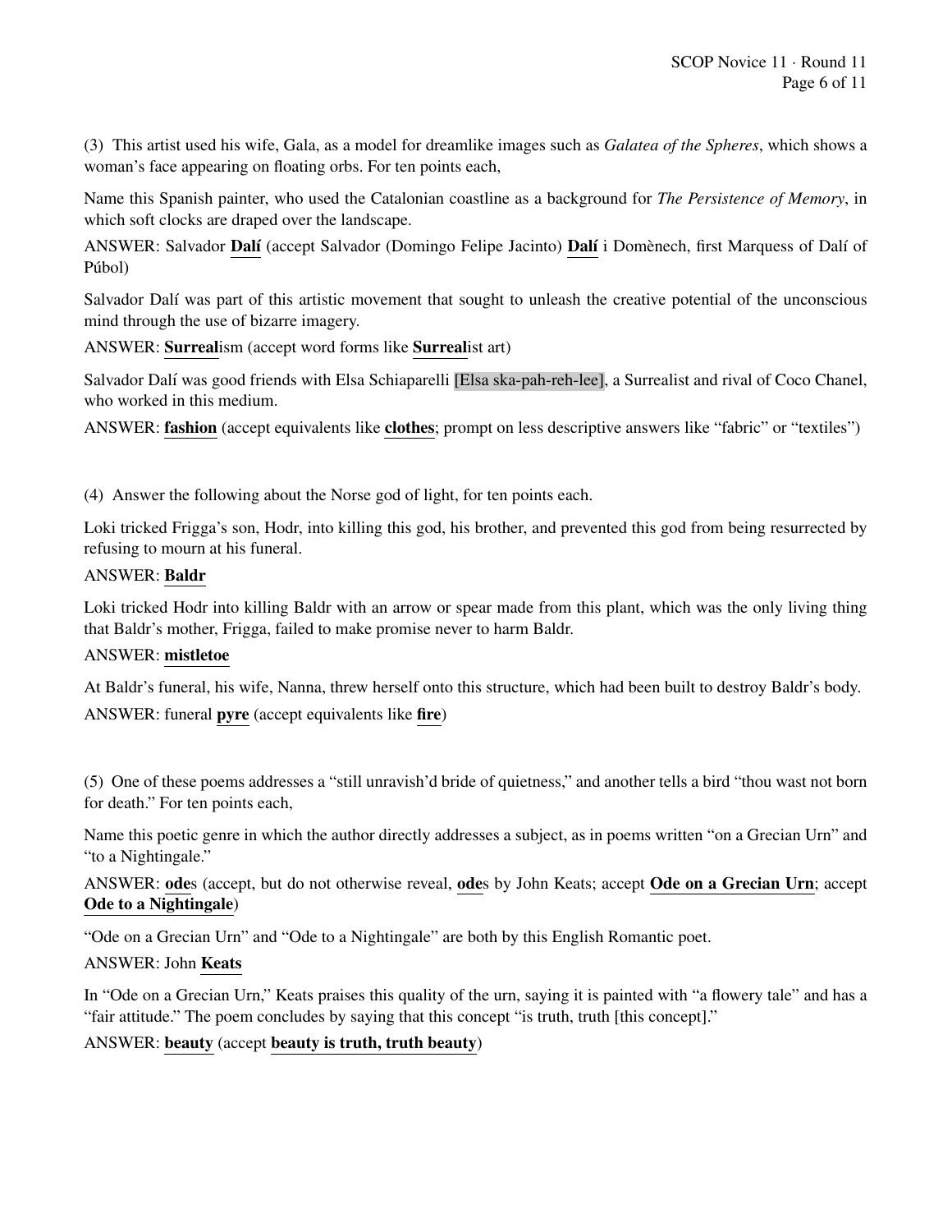(3) This artist used his wife, Gala, as a model for dreamlike images such as *Galatea of the Spheres*, which shows a woman's face appearing on floating orbs. For ten points each,

Name this Spanish painter, who used the Catalonian coastline as a background for *The Persistence of Memory*, in which soft clocks are draped over the landscape.

ANSWER: Salvador **Dalí** (accept Salvador (Domingo Felipe Jacinto) **Dalí** i Domènech, first Marquess of Dalí of Púbol)

Salvador Dalí was part of this artistic movement that sought to unleash the creative potential of the unconscious mind through the use of bizarre imagery.

ANSWER: **Surreal**ism (accept word forms like **Surreal**ist art)

Salvador Dalí was good friends with Elsa Schiaparelli [Elsa ska-pah-reh-lee], a Surrealist and rival of Coco Chanel, who worked in this medium.

ANSWER: **fashion** (accept equivalents like **clothes**; prompt on less descriptive answers like "fabric" or "textiles")

(4) Answer the following about the Norse god of light, for ten points each.

Loki tricked Frigga's son, Hodr, into killing this god, his brother, and prevented this god from being resurrected by refusing to mourn at his funeral.

ANSWER: **Baldr**

Loki tricked Hodr into killing Baldr with an arrow or spear made from this plant, which was the only living thing that Baldr's mother, Frigga, failed to make promise never to harm Baldr.

ANSWER: **mistletoe**

At Baldr's funeral, his wife, Nanna, threw herself onto this structure, which had been built to destroy Baldr's body.

ANSWER: funeral **pyre** (accept equivalents like **fire**)

(5) One of these poems addresses a "still unravish'd bride of quietness," and another tells a bird "thou wast not born for death." For ten points each,

Name this poetic genre in which the author directly addresses a subject, as in poems written "on a Grecian Urn" and "to a Nightingale."

ANSWER: **ode**s (accept, but do not otherwise reveal, **ode**s by John Keats; accept **Ode on a Grecian Urn**; accept **Ode to a Nightingale**)

"Ode on a Grecian Urn" and "Ode to a Nightingale" are both by this English Romantic poet.

ANSWER: John **Keats**

In "Ode on a Grecian Urn," Keats praises this quality of the urn, saying it is painted with "a flowery tale" and has a "fair attitude." The poem concludes by saying that this concept "is truth, truth [this concept]."

ANSWER: **beauty** (accept **beauty is truth, truth beauty**)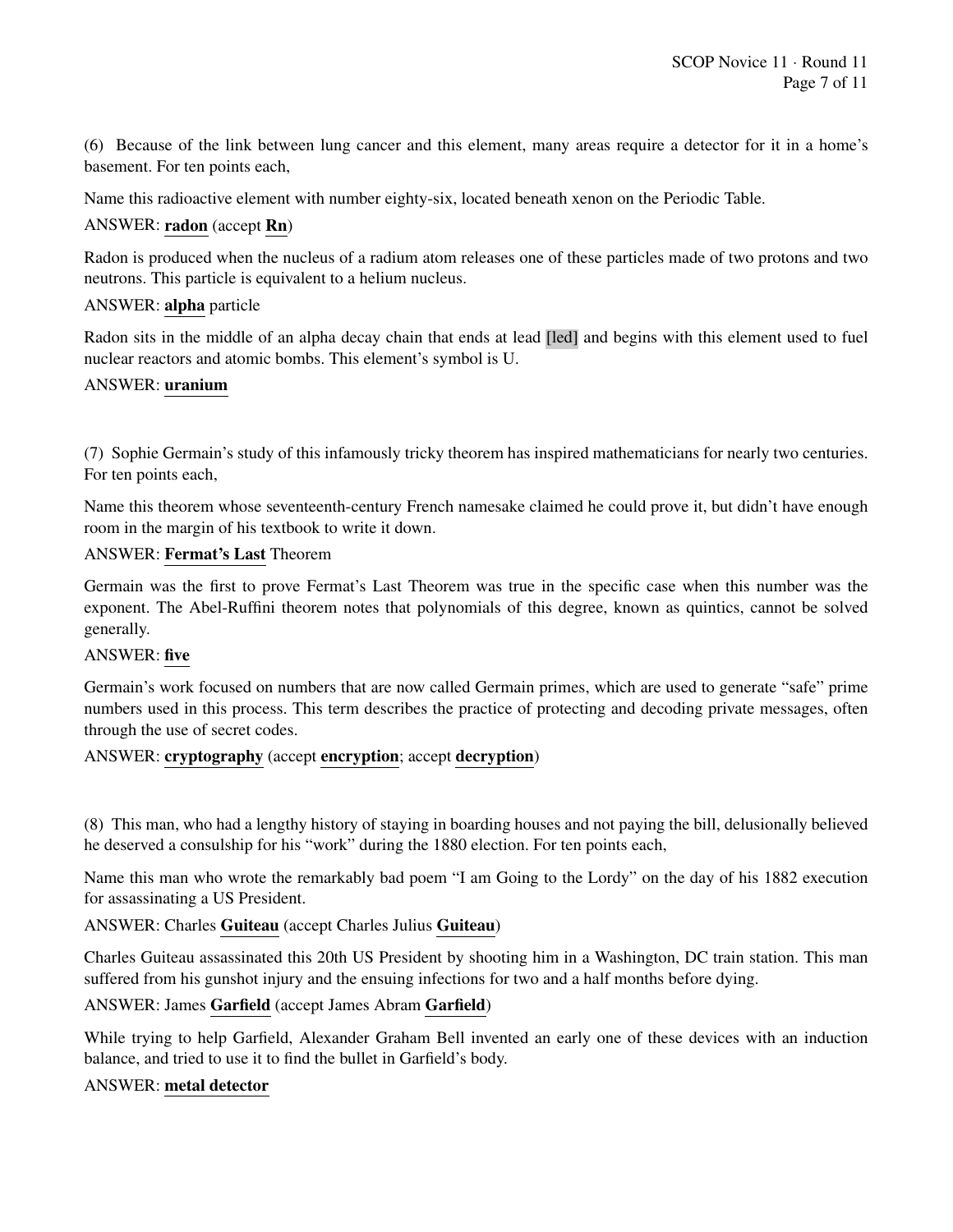(6) Because of the link between lung cancer and this element, many areas require a detector for it in a home's basement. For ten points each,

Name this radioactive element with number eighty-six, located beneath xenon on the Periodic Table.

ANSWER: **radon** (accept **Rn**)

Radon is produced when the nucleus of a radium atom releases one of these particles made of two protons and two neutrons. This particle is equivalent to a helium nucleus.

ANSWER: **alpha** particle

Radon sits in the middle of an alpha decay chain that ends at lead [led] and begins with this element used to fuel nuclear reactors and atomic bombs. This element's symbol is U.

ANSWER: **uranium**

(7) Sophie Germain's study of this infamously tricky theorem has inspired mathematicians for nearly two centuries. For ten points each,

Name this theorem whose seventeenth-century French namesake claimed he could prove it, but didn't have enough room in the margin of his textbook to write it down.

ANSWER: **Fermat's Last** Theorem

Germain was the first to prove Fermat's Last Theorem was true in the specific case when this number was the exponent. The Abel-Ruffini theorem notes that polynomials of this degree, known as quintics, cannot be solved generally.

ANSWER: **five**

Germain's work focused on numbers that are now called Germain primes, which are used to generate "safe" prime numbers used in this process. This term describes the practice of protecting and decoding private messages, often through the use of secret codes.

ANSWER: **cryptography** (accept **encryption**; accept **decryption**)

(8) This man, who had a lengthy history of staying in boarding houses and not paying the bill, delusionally believed he deserved a consulship for his "work" during the 1880 election. For ten points each,

Name this man who wrote the remarkably bad poem "I am Going to the Lordy" on the day of his 1882 execution for assassinating a US President.

ANSWER: Charles **Guiteau** (accept Charles Julius **Guiteau**)

Charles Guiteau assassinated this 20th US President by shooting him in a Washington, DC train station. This man suffered from his gunshot injury and the ensuing infections for two and a half months before dying.

ANSWER: James **Garfield** (accept James Abram **Garfield**)

While trying to help Garfield, Alexander Graham Bell invented an early one of these devices with an induction balance, and tried to use it to find the bullet in Garfield's body.

ANSWER: **metal detector**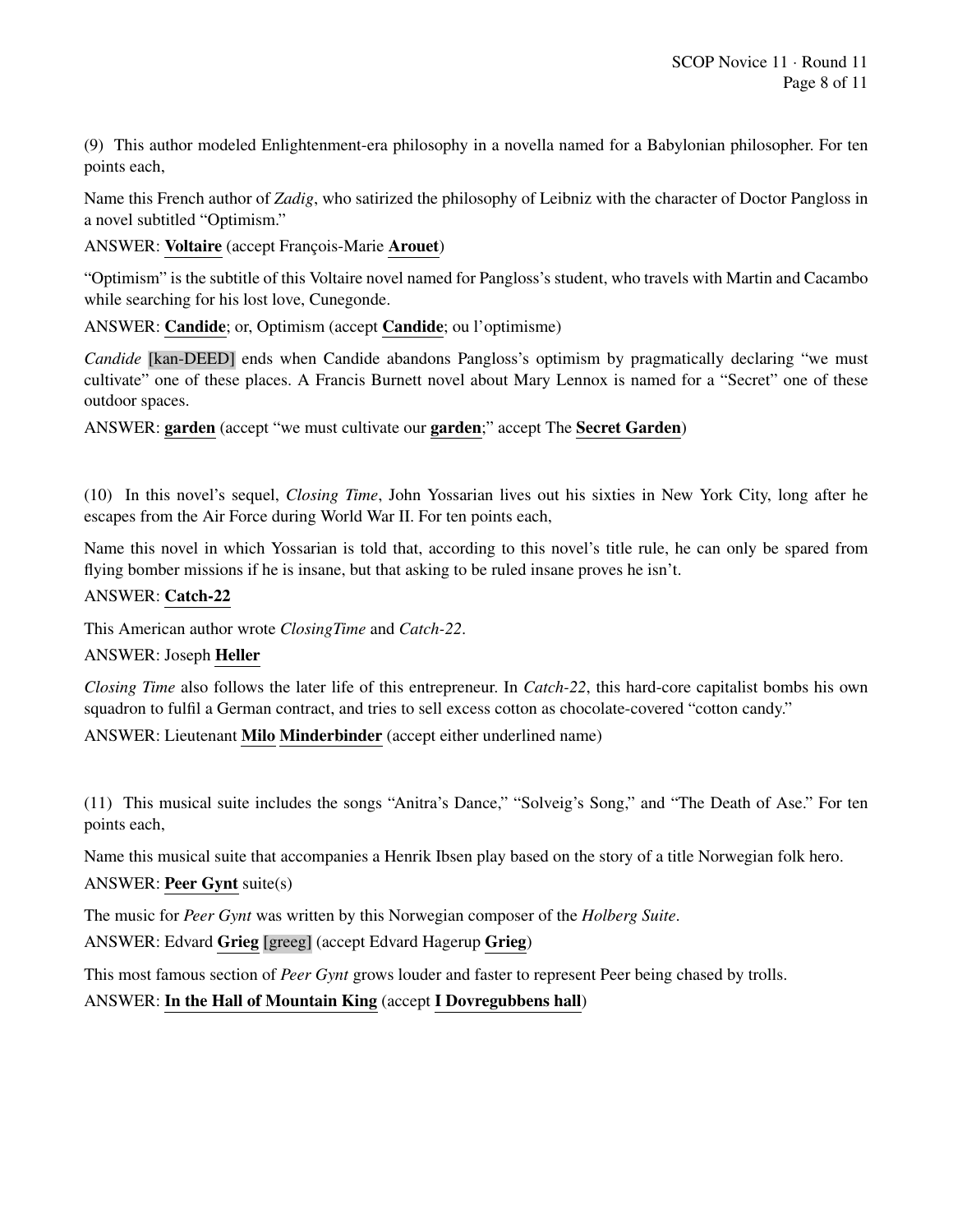(9) This author modeled Enlightenment-era philosophy in a novella named for a Babylonian philosopher. For ten points each,

Name this French author of *Zadig*, who satirized the philosophy of Leibniz with the character of Doctor Pangloss in a novel subtitled "Optimism."

ANSWER: **Voltaire** (accept François-Marie **Arouet**)

"Optimism" is the subtitle of this Voltaire novel named for Pangloss's student, who travels with Martin and Cacambo while searching for his lost love, Cunegonde.

ANSWER: **Candide**; or, Optimism (accept **Candide**; ou l'optimisme)

*Candide* [kan-DEED] ends when Candide abandons Pangloss's optimism by pragmatically declaring "we must cultivate" one of these places. A Francis Burnett novel about Mary Lennox is named for a "Secret" one of these outdoor spaces.

ANSWER: **garden** (accept "we must cultivate our **garden**;" accept The **Secret Garden**)

(10) In this novel's sequel, *Closing Time*, John Yossarian lives out his sixties in New York City, long after he escapes from the Air Force during World War II. For ten points each,

Name this novel in which Yossarian is told that, according to this novel's title rule, he can only be spared from flying bomber missions if he is insane, but that asking to be ruled insane proves he isn't.

ANSWER: **Catch-22**

This American author wrote *ClosingTime* and *Catch-22*.

ANSWER: Joseph **Heller**

*Closing Time* also follows the later life of this entrepreneur. In *Catch-22*, this hard-core capitalist bombs his own squadron to fulfil a German contract, and tries to sell excess cotton as chocolate-covered "cotton candy."

ANSWER: Lieutenant **Milo** **Minderbinder** (accept either underlined name)

(11) This musical suite includes the songs "Anitra's Dance," "Solveig's Song," and "The Death of Ase." For ten points each,

Name this musical suite that accompanies a Henrik Ibsen play based on the story of a title Norwegian folk hero.

ANSWER: **Peer Gynt** suite(s)

The music for *Peer Gynt* was written by this Norwegian composer of the *Holberg Suite*.

ANSWER: Edvard **Grieg** [greeg] (accept Edvard Hagerup **Grieg**)

This most famous section of *Peer Gynt* grows louder and faster to represent Peer being chased by trolls.

ANSWER: **In the Hall of Mountain King** (accept **I Dovregubbens hall**)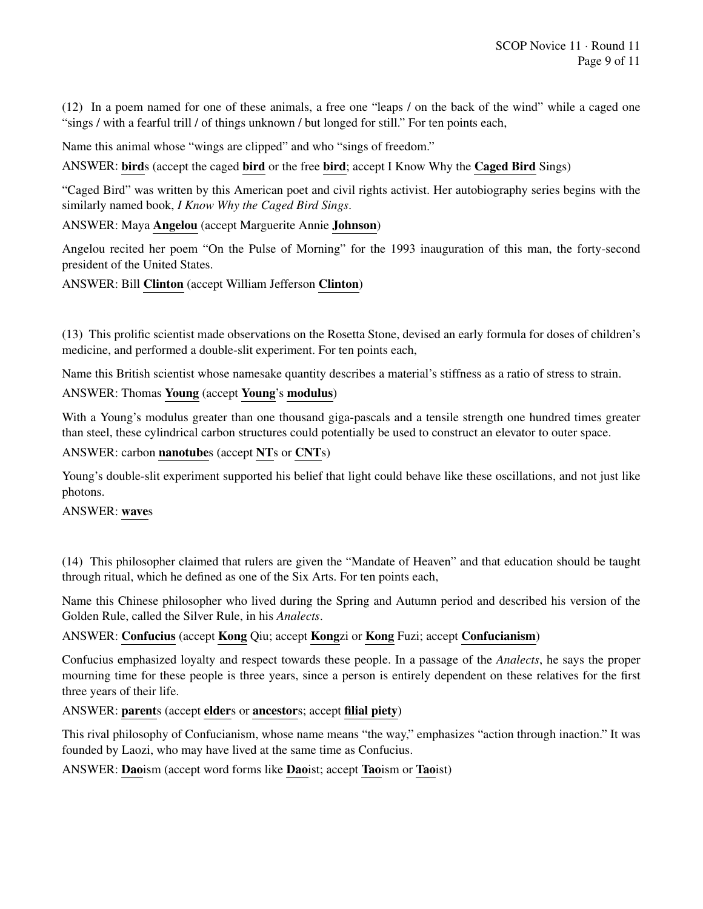(12) In a poem named for one of these animals, a free one "leaps / on the back of the wind" while a caged one "sings / with a fearful trill / of things unknown / but longed for still." For ten points each,

Name this animal whose "wings are clipped" and who "sings of freedom."

ANSWER: **bird**s (accept the caged **bird** or the free **bird**; accept I Know Why the **Caged Bird** Sings)

"Caged Bird" was written by this American poet and civil rights activist. Her autobiography series begins with the similarly named book, *I Know Why the Caged Bird Sings*.

ANSWER: Maya **Angelou** (accept Marguerite Annie **Johnson**)

Angelou recited her poem "On the Pulse of Morning" for the 1993 inauguration of this man, the forty-second president of the United States.

ANSWER: Bill **Clinton** (accept William Jefferson **Clinton**)

(13) This prolific scientist made observations on the Rosetta Stone, devised an early formula for doses of children's medicine, and performed a double-slit experiment. For ten points each,

Name this British scientist whose namesake quantity describes a material's stiffness as a ratio of stress to strain.

ANSWER: Thomas **Young** (accept **Young**'s **modulus**)

With a Young's modulus greater than one thousand giga-pascals and a tensile strength one hundred times greater than steel, these cylindrical carbon structures could potentially be used to construct an elevator to outer space.

ANSWER: carbon **nanotube**s (accept **NT**s or **CNT**s)

Young's double-slit experiment supported his belief that light could behave like these oscillations, and not just like photons.

ANSWER: **wave**s

(14) This philosopher claimed that rulers are given the "Mandate of Heaven" and that education should be taught through ritual, which he defined as one of the Six Arts. For ten points each,

Name this Chinese philosopher who lived during the Spring and Autumn period and described his version of the Golden Rule, called the Silver Rule, in his *Analects*.

ANSWER: **Confucius** (accept **Kong** Qiu; accept **Kong**zi or **Kong** Fuzi; accept **Confucianism**)

Confucius emphasized loyalty and respect towards these people. In a passage of the *Analects*, he says the proper mourning time for these people is three years, since a person is entirely dependent on these relatives for the first three years of their life.

ANSWER: **parent**s (accept **elder**s or **ancestor**s; accept **filial piety**)

This rival philosophy of Confucianism, whose name means "the way," emphasizes "action through inaction." It was founded by Laozi, who may have lived at the same time as Confucius.

ANSWER: **Dao**ism (accept word forms like **Dao**ist; accept **Tao**ism or **Tao**ist)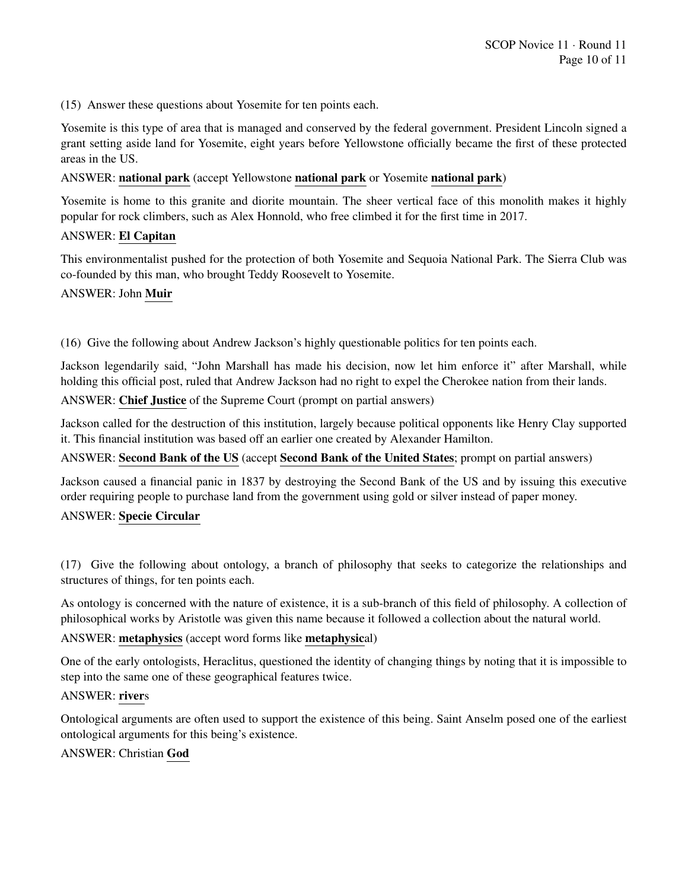(15) Answer these questions about Yosemite for ten points each.

Yosemite is this type of area that is managed and conserved by the federal government. President Lincoln signed a grant setting aside land for Yosemite, eight years before Yellowstone officially became the first of these protected areas in the US.

ANSWER: **national park** (accept Yellowstone **national park** or Yosemite **national park**)

Yosemite is home to this granite and diorite mountain. The sheer vertical face of this monolith makes it highly popular for rock climbers, such as Alex Honnold, who free climbed it for the first time in 2017.

ANSWER: **El Capitan**

This environmentalist pushed for the protection of both Yosemite and Sequoia National Park. The Sierra Club was co-founded by this man, who brought Teddy Roosevelt to Yosemite.

ANSWER: John **Muir**

(16) Give the following about Andrew Jackson's highly questionable politics for ten points each.

Jackson legendarily said, "John Marshall has made his decision, now let him enforce it" after Marshall, while holding this official post, ruled that Andrew Jackson had no right to expel the Cherokee nation from their lands.

ANSWER: **Chief Justice** of the Supreme Court (prompt on partial answers)

Jackson called for the destruction of this institution, largely because political opponents like Henry Clay supported it. This financial institution was based off an earlier one created by Alexander Hamilton.

ANSWER: **Second Bank of the US** (accept **Second Bank of the United States**; prompt on partial answers)

Jackson caused a financial panic in 1837 by destroying the Second Bank of the US and by issuing this executive order requiring people to purchase land from the government using gold or silver instead of paper money.

ANSWER: **Specie Circular**

(17) Give the following about ontology, a branch of philosophy that seeks to categorize the relationships and structures of things, for ten points each.

As ontology is concerned with the nature of existence, it is a sub-branch of this field of philosophy. A collection of philosophical works by Aristotle was given this name because it followed a collection about the natural world.

ANSWER: **metaphysics** (accept word forms like **metaphysic**al)

One of the early ontologists, Heraclitus, questioned the identity of changing things by noting that it is impossible to step into the same one of these geographical features twice.

ANSWER: **river**s

Ontological arguments are often used to support the existence of this being. Saint Anselm posed one of the earliest ontological arguments for this being's existence.

ANSWER: Christian **God**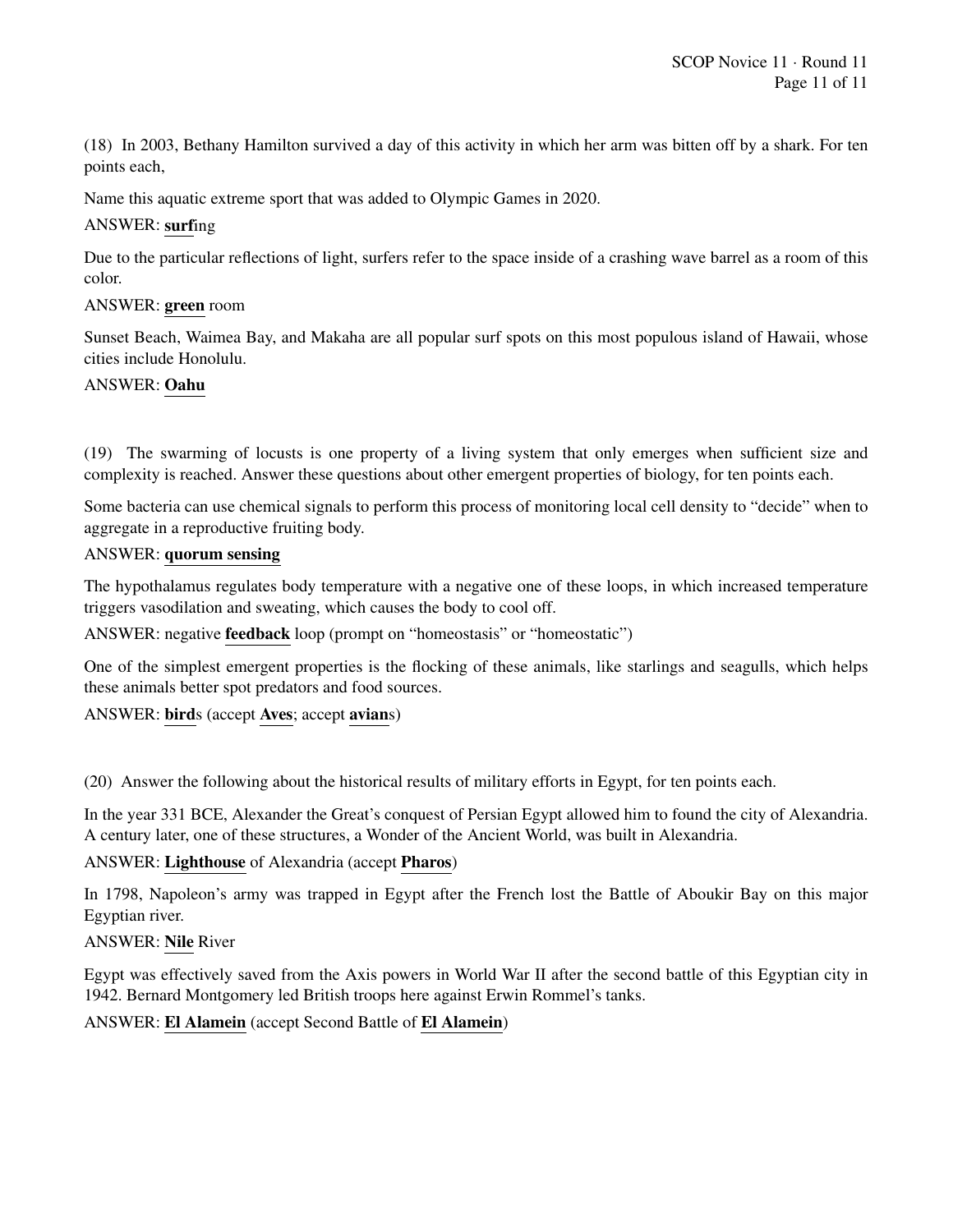(18) In 2003, Bethany Hamilton survived a day of this activity in which her arm was bitten off by a shark. For ten points each,

Name this aquatic extreme sport that was added to Olympic Games in 2020.

ANSWER: **surf**ing

Due to the particular reflections of light, surfers refer to the space inside of a crashing wave barrel as a room of this color.

ANSWER: **green** room

Sunset Beach, Waimea Bay, and Makaha are all popular surf spots on this most populous island of Hawaii, whose cities include Honolulu.

ANSWER: **Oahu**

(19) The swarming of locusts is one property of a living system that only emerges when sufficient size and complexity is reached. Answer these questions about other emergent properties of biology, for ten points each.

Some bacteria can use chemical signals to perform this process of monitoring local cell density to "decide" when to aggregate in a reproductive fruiting body.

ANSWER: **quorum sensing**

The hypothalamus regulates body temperature with a negative one of these loops, in which increased temperature triggers vasodilation and sweating, which causes the body to cool off.

ANSWER: negative **feedback** loop (prompt on "homeostasis" or "homeostatic")

One of the simplest emergent properties is the flocking of these animals, like starlings and seagulls, which helps these animals better spot predators and food sources.

ANSWER: **bird**s (accept **Aves**; accept **avian**s)

(20) Answer the following about the historical results of military efforts in Egypt, for ten points each.

In the year 331 BCE, Alexander the Great's conquest of Persian Egypt allowed him to found the city of Alexandria. A century later, one of these structures, a Wonder of the Ancient World, was built in Alexandria.

ANSWER: **Lighthouse** of Alexandria (accept **Pharos**)

In 1798, Napoleon's army was trapped in Egypt after the French lost the Battle of Aboukir Bay on this major Egyptian river.

ANSWER: **Nile** River

Egypt was effectively saved from the Axis powers in World War II after the second battle of this Egyptian city in 1942. Bernard Montgomery led British troops here against Erwin Rommel's tanks.

ANSWER: **El Alamein** (accept Second Battle of **El Alamein**)